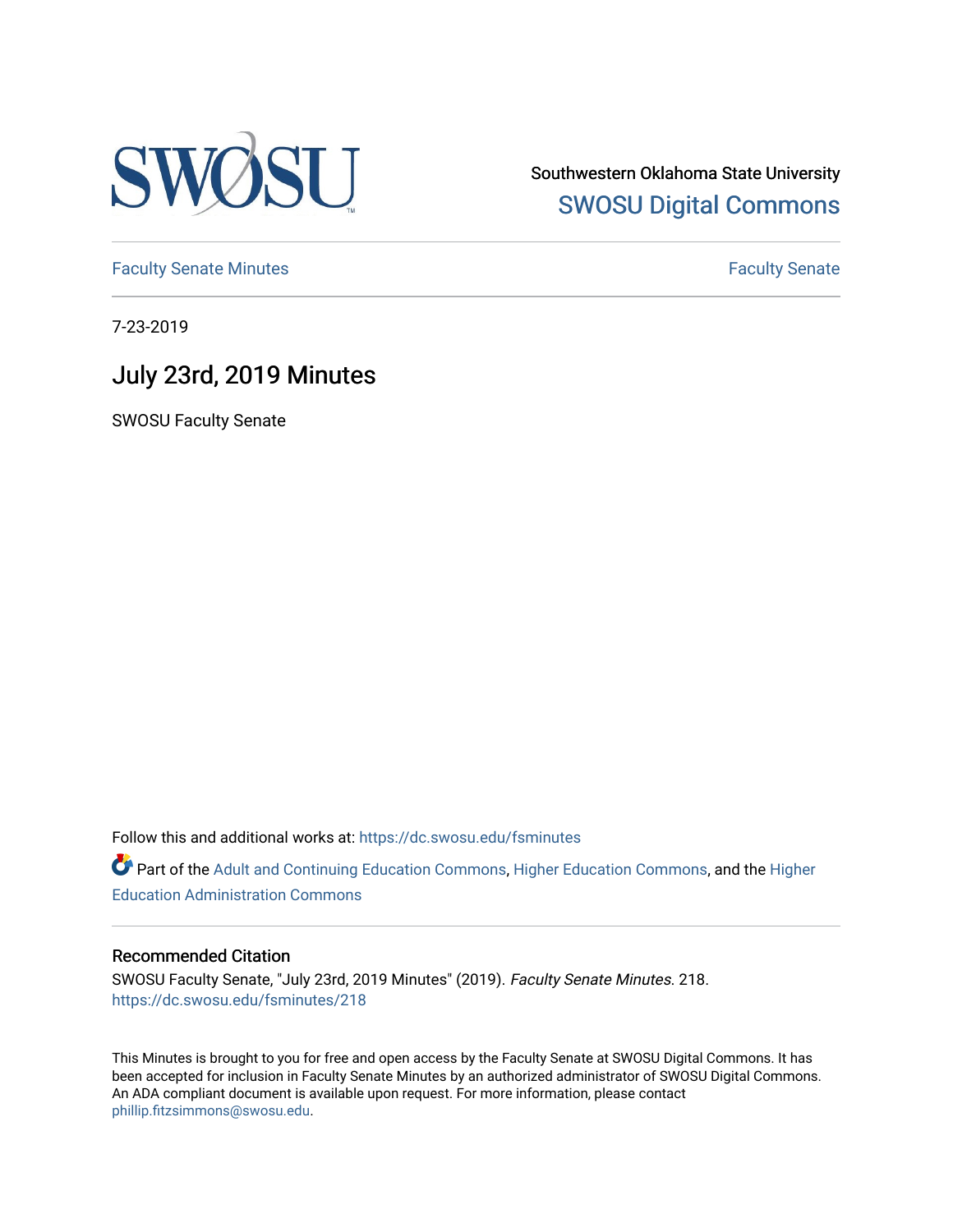Southwestern Oklahoma State University
SWOSU Digital Commons

Faculty Senate Minutes | Faculty Senate

7-23-2019

# July 23rd, 2019 Minutes

SWOSU Faculty Senate

Follow this and additional works at: https://dc.swosu.edu/fsminutes

Part of the Adult and Continuing Education Commons, Higher Education Commons, and the Higher Education Administration Commons

## Recommended Citation

SWOSU Faculty Senate, "July 23rd, 2019 Minutes" (2019). *Faculty Senate Minutes*. 218.
https://dc.swosu.edu/fsminutes/218

This Minutes is brought to you for free and open access by the Faculty Senate at SWOSU Digital Commons. It has been accepted for inclusion in Faculty Senate Minutes by an authorized administrator of SWOSU Digital Commons. An ADA compliant document is available upon request. For more information, please contact phillip.fitzsimmons@swosu.edu.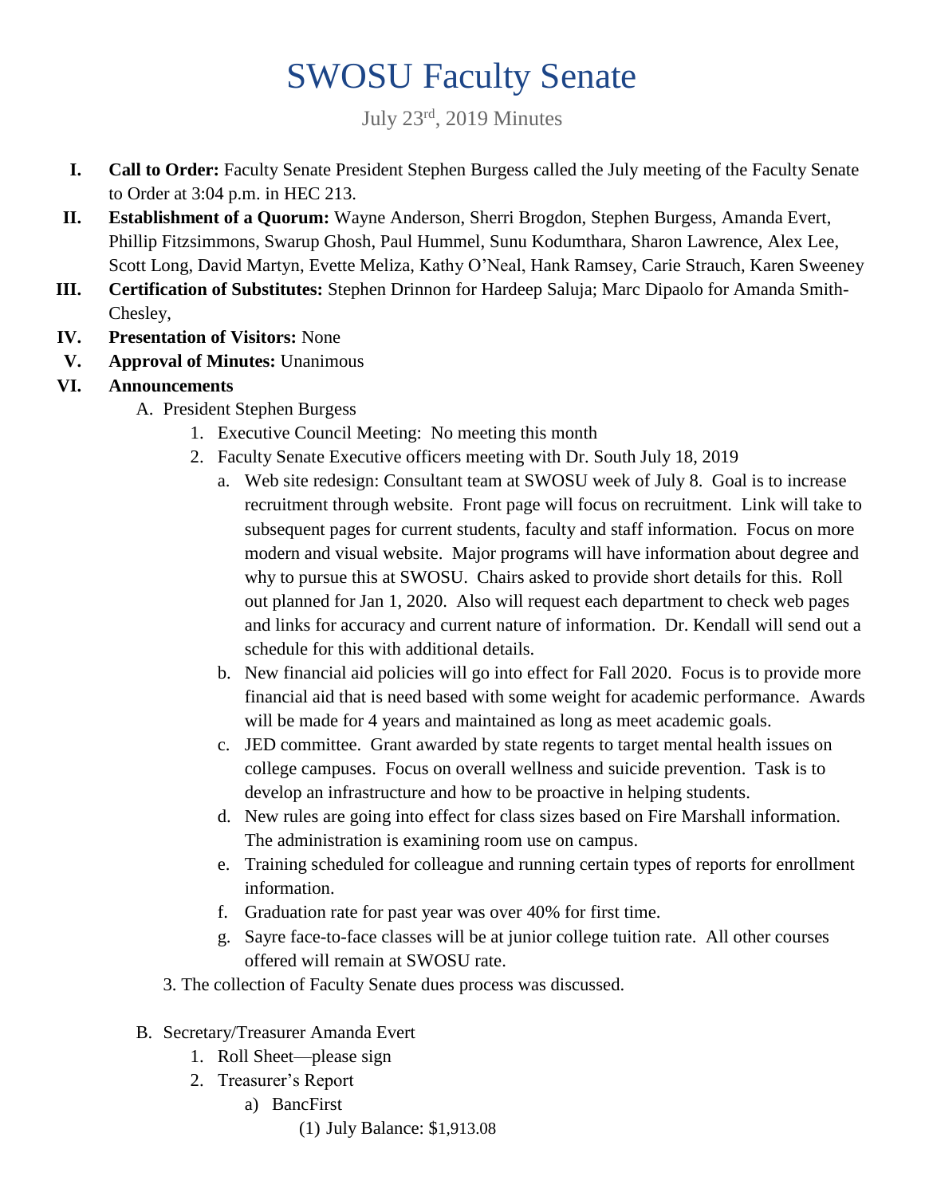# SWOSU Faculty Senate

July 23rd, 2019 Minutes

I. **Call to Order:** Faculty Senate President Stephen Burgess called the July meeting of the Faculty Senate to Order at 3:04 p.m. in HEC 213.

II. **Establishment of a Quorum:** Wayne Anderson, Sherri Brogdon, Stephen Burgess, Amanda Evert, Phillip Fitzsimmons, Swarup Ghosh, Paul Hummel, Sunu Kodumthara, Sharon Lawrence, Alex Lee, Scott Long, David Martyn, Evette Meliza, Kathy O'Neal, Hank Ramsey, Carie Strauch, Karen Sweeney

III. **Certification of Substitutes:** Stephen Drinnon for Hardeep Saluja; Marc Dipaolo for Amanda Smith-Chesley,

IV. **Presentation of Visitors:** None

V. **Approval of Minutes:** Unanimous

VI. **Announcements**

A. President Stephen Burgess

1. Executive Council Meeting: No meeting this month
2. Faculty Senate Executive officers meeting with Dr. South July 18, 2019
   a. Web site redesign: Consultant team at SWOSU week of July 8. Goal is to increase recruitment through website. Front page will focus on recruitment. Link will take to subsequent pages for current students, faculty and staff information. Focus on more modern and visual website. Major programs will have information about degree and why to pursue this at SWOSU. Chairs asked to provide short details for this. Roll out planned for Jan 1, 2020. Also will request each department to check web pages and links for accuracy and current nature of information. Dr. Kendall will send out a schedule for this with additional details.
   b. New financial aid policies will go into effect for Fall 2020. Focus is to provide more financial aid that is need based with some weight for academic performance. Awards will be made for 4 years and maintained as long as meet academic goals.
   c. JED committee. Grant awarded by state regents to target mental health issues on college campuses. Focus on overall wellness and suicide prevention. Task is to develop an infrastructure and how to be proactive in helping students.
   d. New rules are going into effect for class sizes based on Fire Marshall information. The administration is examining room use on campus.
   e. Training scheduled for colleague and running certain types of reports for enrollment information.
   f. Graduation rate for past year was over 40% for first time.
   g. Sayre face-to-face classes will be at junior college tuition rate. All other courses offered will remain at SWOSU rate.

3. The collection of Faculty Senate dues process was discussed.

B. Secretary/Treasurer Amanda Evert

1. Roll Sheet—please sign
2. Treasurer's Report
   a) BancFirst
      (1) July Balance: $1,913.08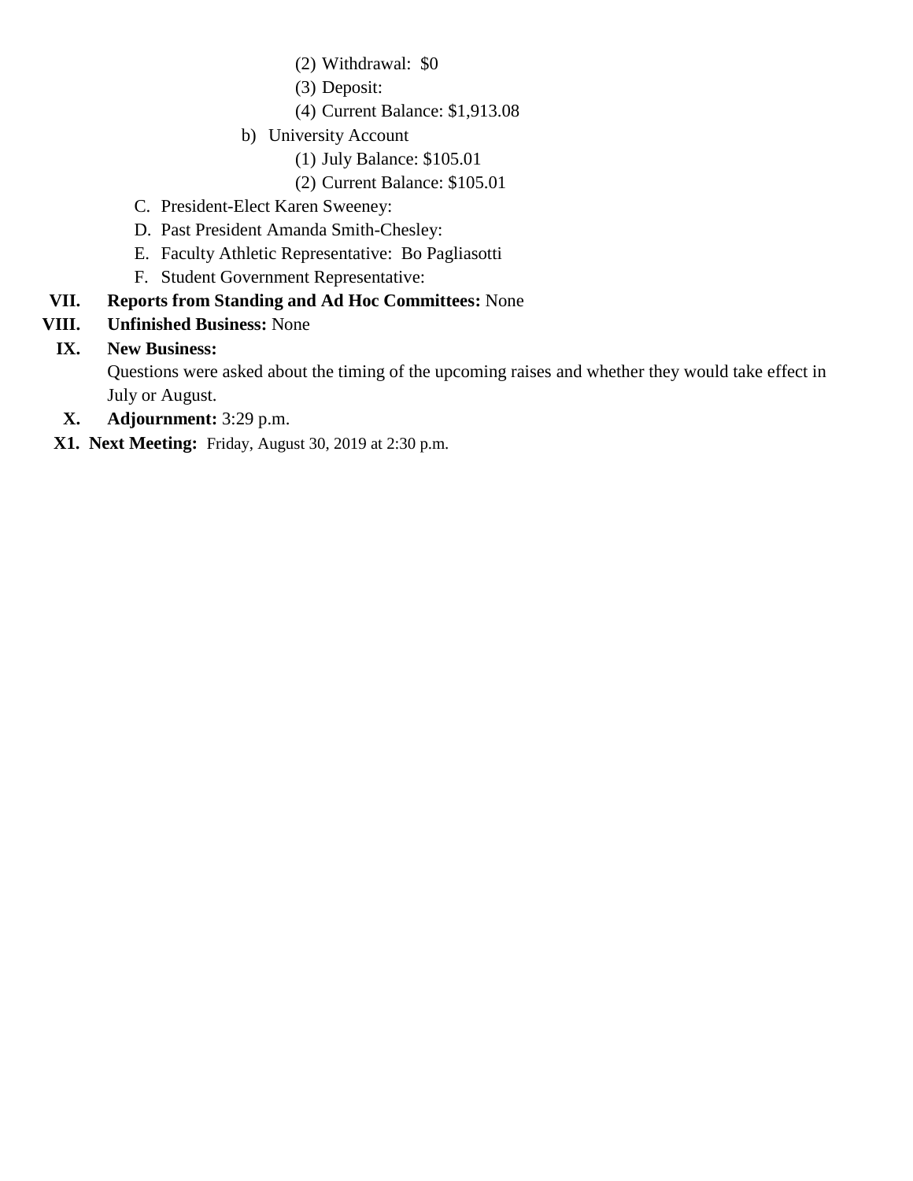(2) Withdrawal:  $0
        (3) Deposit:
        (4) Current Balance: $1,913.08

   b) University Account
        (1) July Balance: $105.01
        (2) Current Balance: $105.01

C. President-Elect Karen Sweeney:

D. Past President Amanda Smith-Chesley:

E. Faculty Athletic Representative:  Bo Pagliasotti

F. Student Government Representative:

VII. **Reports from Standing and Ad Hoc Committees:** None

VIII. **Unfinished Business:** None

IX. **New Business:**

Questions were asked about the timing of the upcoming raises and whether they would take effect in July or August.

X. **Adjournment:** 3:29 p.m.

X1. **Next Meeting:** Friday, August 30, 2019 at 2:30 p.m.